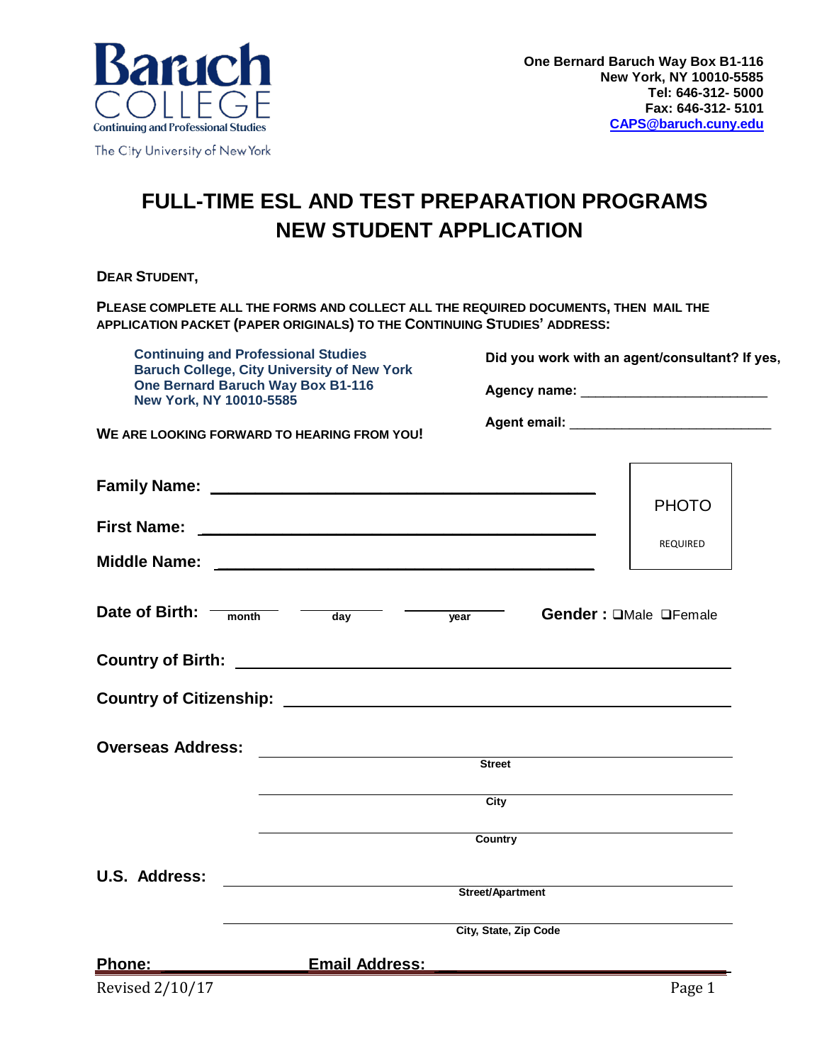Baruch COLLEGE
Continuing and Professional Studies
The City University of New York

**One Bernard Baruch Way Box B1-116**
**New York, NY 10010-5585**
**Tel: 646-312- 5000**
**Fax: 646-312- 5101**
**CAPS@baruch.cuny.edu**

# FULL-TIME ESL AND TEST PREPARATION PROGRAMS NEW STUDENT APPLICATION

**DEAR STUDENT,**

**PLEASE COMPLETE ALL THE FORMS AND COLLECT ALL THE REQUIRED DOCUMENTS, THEN MAIL THE APPLICATION PACKET (PAPER ORIGINALS) TO THE CONTINUING STUDIES' ADDRESS:**

**Continuing and Professional Studies**
**Baruch College, City University of New York**
**One Bernard Baruch Way Box B1-116**
**New York, NY 10010-5585**

**WE ARE LOOKING FORWARD TO HEARING FROM YOU!**

**Did you work with an agent/consultant? If yes,**

**Agency name:** ________________________

**Agent email:** ________________________

PHOTO
REQUIRED

**Family Name:** ________________________________________

**First Name:** ________________________________________

**Middle Name:** ________________________________________

**Date of Birth:** ________ (month) ________ (day) ________ (year) **Gender :** ☐Male ☐Female

**Country of Birth:** ________________________________________

**Country of Citizenship:** ________________________________________

**Overseas Address:**
________________________________________
Street
________________________________________
City
________________________________________
Country

**U.S. Address:**
________________________________________
Street/Apartment
________________________________________
City, State, Zip Code

**Phone:** ____________ **Email Address:** ____________

Revised 2/10/17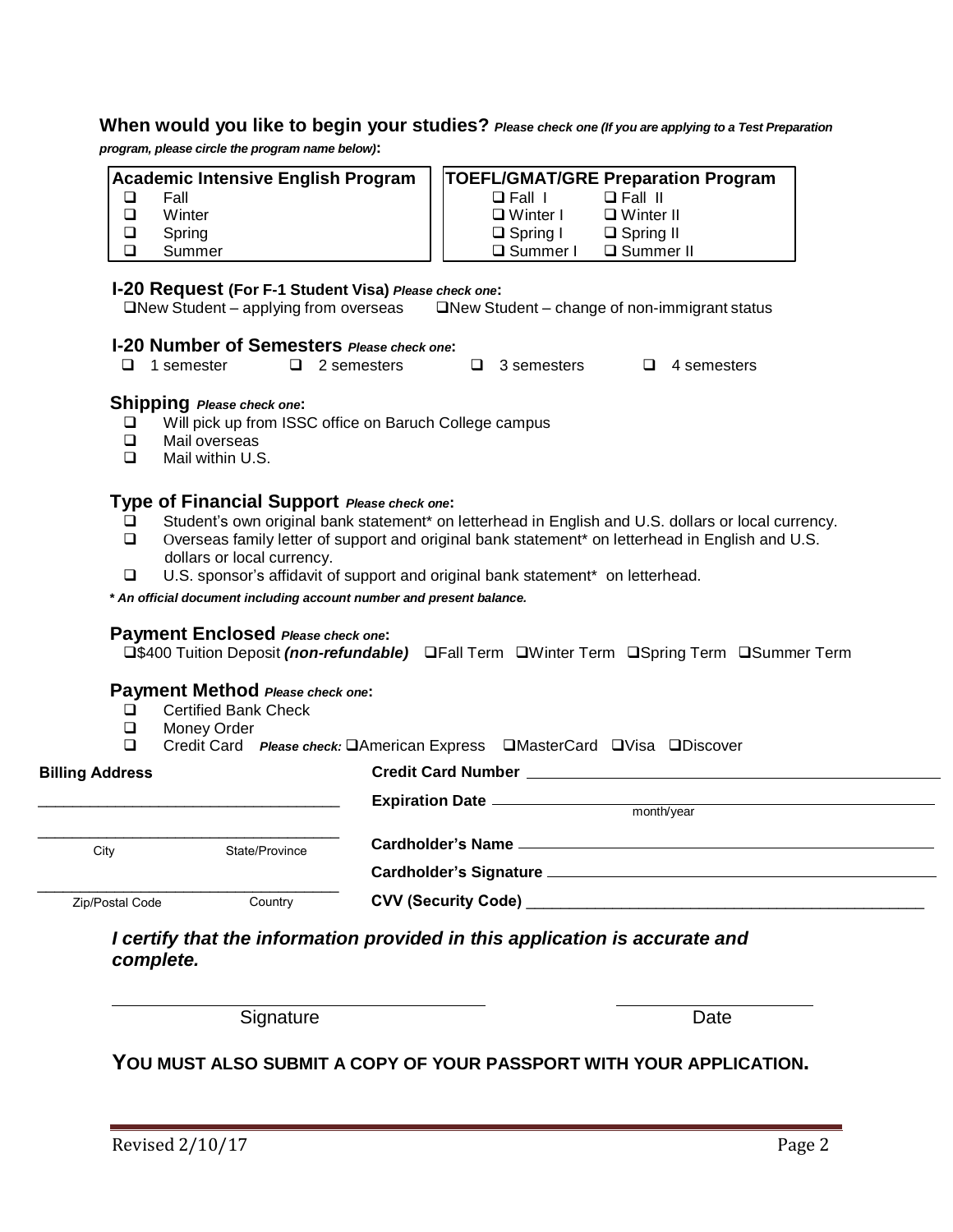**When would you like to begin your studies?** ***Please check one (If you are applying to a Test Preparation program, please circle the program name below)*:**

| Academic Intensive English Program | TOEFL/GMAT/GRE Preparation Program | |
|---|---|---|
| ❑ Fall | ❑ Fall I | ❑ Fall II |
| ❑ Winter | ❑ Winter I | ❑ Winter II |
| ❑ Spring | ❑ Spring I | ❑ Spring II |
| ❑ Summer | ❑ Summer I | ❑ Summer II |

### I-20 Request (For F-1 Student Visa) *Please check one*:

❑New Student – applying from overseas ❑New Student – change of non-immigrant status

### I-20 Number of Semesters *Please check one*:

❑ 1 semester ❑ 2 semesters ❑ 3 semesters ❑ 4 semesters

### Shipping *Please check one*:

- ❑ Will pick up from ISSC office on Baruch College campus
- ❑ Mail overseas
- ❑ Mail within U.S.

### Type of Financial Support *Please check one*:

- ❑ Student's own original bank statement* on letterhead in English and U.S. dollars or local currency.
- ❑ Overseas family letter of support and original bank statement* on letterhead in English and U.S. dollars or local currency.
- ❑ U.S. sponsor's affidavit of support and original bank statement* on letterhead.

***\* An official document including account number and present balance.***

### Payment Enclosed *Please check one*:

❑$400 Tuition Deposit ***(non-refundable)*** ❑Fall Term ❑Winter Term ❑Spring Term ❑Summer Term

### Payment Method *Please check one*:

- ❑ Certified Bank Check
- ❑ Money Order
- ❑ Credit Card ***Please check:*** ❑American Express ❑MasterCard ❑Visa ❑Discover

**Billing Address**

\_\_\_\_\_\_\_\_\_\_\_\_\_\_\_\_\_\_\_\_\_\_\_\_\_\_\_\_\_\_\_\_\_\_\_\_

\_\_\_\_\_\_\_\_\_\_\_\_\_\_\_\_\_\_\_\_\_\_\_\_\_\_\_\_\_\_\_\_\_\_\_\_

City State/Province

\_\_\_\_\_\_\_\_\_\_\_\_\_\_\_\_\_\_\_\_\_\_\_\_\_\_\_\_\_\_\_\_\_\_\_\_

Zip/Postal Code Country

**Credit Card Number** \_\_\_\_\_\_\_\_\_\_\_\_\_\_\_\_\_\_\_\_\_\_\_\_\_\_\_\_\_\_\_\_

**Expiration Date** \_\_\_\_\_\_\_\_\_\_\_\_\_\_\_\_\_\_\_\_\_\_\_\_\_\_\_\_\_\_\_\_
month/year

**Cardholder's Name** \_\_\_\_\_\_\_\_\_\_\_\_\_\_\_\_\_\_\_\_\_\_\_\_\_\_\_\_\_\_\_\_

**Cardholder's Signature** \_\_\_\_\_\_\_\_\_\_\_\_\_\_\_\_\_\_\_\_\_\_\_\_\_\_\_\_\_\_\_\_

**CVV (Security Code)** \_\_\_\_\_\_\_\_\_\_\_\_\_\_\_\_\_\_\_\_\_\_\_\_\_\_\_\_\_\_\_\_

***I certify that the information provided in this application is accurate and complete.***

\_\_\_\_\_\_\_\_\_\_\_\_\_\_\_\_\_\_\_\_\_\_\_\_\_\_\_\_\_\_ \_\_\_\_\_\_\_\_\_\_\_\_\_\_\_\_

Signature Date

**YOU MUST ALSO SUBMIT A COPY OF YOUR PASSPORT WITH YOUR APPLICATION.**

Revised 2/10/17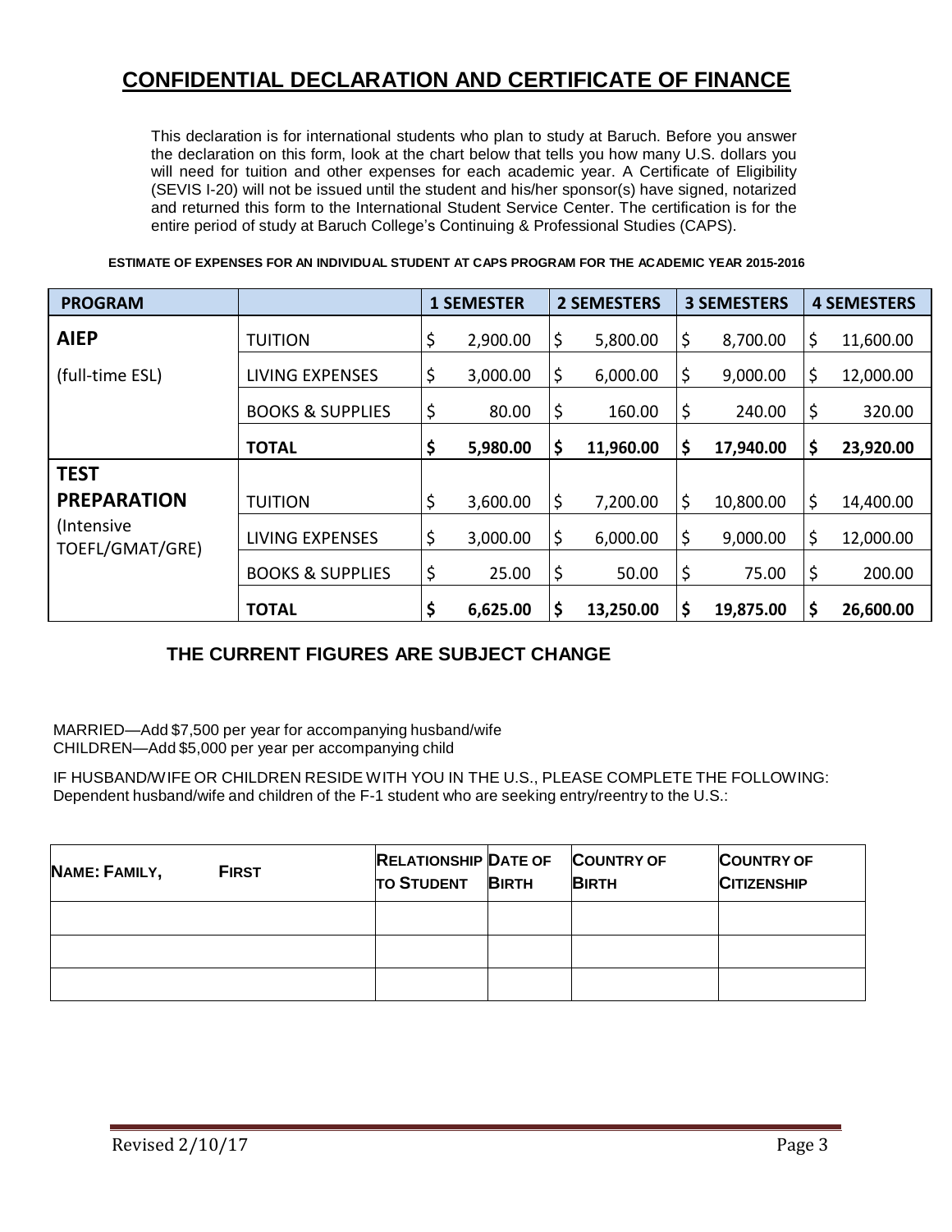# CONFIDENTIAL DECLARATION AND CERTIFICATE OF FINANCE

This declaration is for international students who plan to study at Baruch. Before you answer the declaration on this form, look at the chart below that tells you how many U.S. dollars you will need for tuition and other expenses for each academic year. A Certificate of Eligibility (SEVIS I-20) will not be issued until the student and his/her sponsor(s) have signed, notarized and returned this form to the International Student Service Center. The certification is for the entire period of study at Baruch College's Continuing & Professional Studies (CAPS).

**ESTIMATE OF EXPENSES FOR AN INDIVIDUAL STUDENT AT CAPS PROGRAM FOR THE ACADEMIC YEAR 2015-2016**

| PROGRAM | | 1 SEMESTER | 2 SEMESTERS | 3 SEMESTERS | 4 SEMESTERS |
|---|---|---|---|---|---|
| **AIEP** | TUITION | $ 2,900.00 | $ 5,800.00 | $ 8,700.00 | $ 11,600.00 |
| (full-time ESL) | LIVING EXPENSES | $ 3,000.00 | $ 6,000.00 | $ 9,000.00 | $ 12,000.00 |
| | BOOKS & SUPPLIES | $ 80.00 | $ 160.00 | $ 240.00 | $ 320.00 |
| | **TOTAL** | **$ 5,980.00** | **$ 11,960.00** | **$ 17,940.00** | **$ 23,920.00** |
| **TEST PREPARATION** | TUITION | $ 3,600.00 | $ 7,200.00 | $ 10,800.00 | $ 14,400.00 |
| (Intensive TOEFL/GMAT/GRE) | LIVING EXPENSES | $ 3,000.00 | $ 6,000.00 | $ 9,000.00 | $ 12,000.00 |
| | BOOKS & SUPPLIES | $ 25.00 | $ 50.00 | $ 75.00 | $ 200.00 |
| | **TOTAL** | **$ 6,625.00** | **$ 13,250.00** | **$ 19,875.00** | **$ 26,600.00** |

**THE CURRENT FIGURES ARE SUBJECT CHANGE**

MARRIED—Add $7,500 per year for accompanying husband/wife
CHILDREN—Add $5,000 per year per accompanying child

IF HUSBAND/WIFE OR CHILDREN RESIDE WITH YOU IN THE U.S., PLEASE COMPLETE THE FOLLOWING:
Dependent husband/wife and children of the F-1 student who are seeking entry/reentry to the U.S.:

| NAME: FAMILY, FIRST | RELATIONSHIP TO STUDENT | DATE OF BIRTH | COUNTRY OF BIRTH | COUNTRY OF CITIZENSHIP |
|---|---|---|---|---|
| | | | | |
| | | | | |
| | | | | |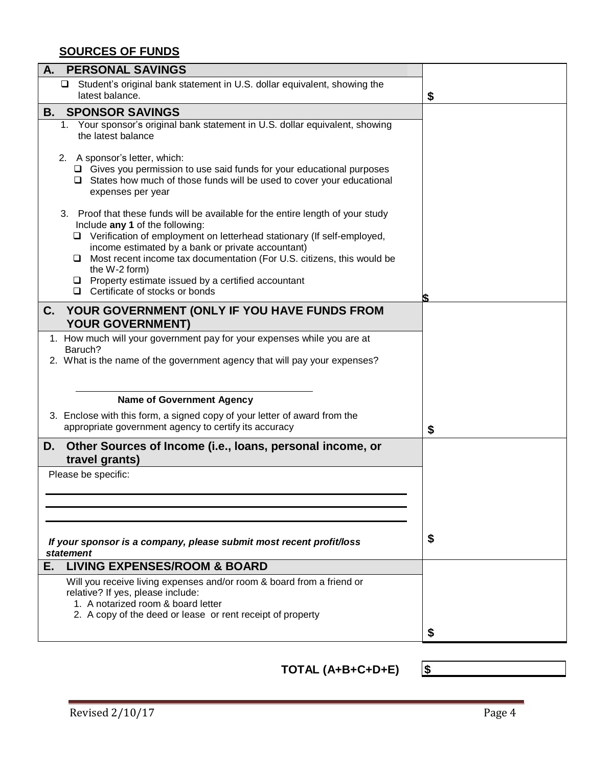## SOURCES OF FUNDS

| | |
|---|---|
| **A. PERSONAL SAVINGS** | |
| ❑ Student's original bank statement in U.S. dollar equivalent, showing the latest balance. | $ |
| **B. SPONSOR SAVINGS** | |
| 1. Your sponsor's original bank statement in U.S. dollar equivalent, showing the latest balance<br><br>2. A sponsor's letter, which:<br>❑ Gives you permission to use said funds for your educational purposes<br>❑ States how much of those funds will be used to cover your educational expenses per year<br><br>3. Proof that these funds will be available for the entire length of your study Include **any 1** of the following:<br>❑ Verification of employment on letterhead stationary (If self-employed, income estimated by a bank or private accountant)<br>❑ Most recent income tax documentation (For U.S. citizens, this would be the W-2 form)<br>❑ Property estimate issued by a certified accountant<br>❑ Certificate of stocks or bonds | $ |
| **C. YOUR GOVERNMENT (ONLY IF YOU HAVE FUNDS FROM YOUR GOVERNMENT)** | |
| 1. How much will your government pay for your expenses while you are at Baruch?<br>2. What is the name of the government agency that will pay your expenses?<br><br>\_\_\_\_\_\_\_\_\_\_\_\_\_\_\_\_\_\_\_\_\_\_\_\_\_\_\_\_\_\_<br>**Name of Government Agency**<br><br>3. Enclose with this form, a signed copy of your letter of award from the appropriate government agency to certify its accuracy | $ |
| **D. Other Sources of Income (i.e., loans, personal income, or travel grants)** | |
| Please be specific:<br><br>\_\_\_\_\_\_\_\_\_\_\_\_\_\_\_\_\_\_\_\_\_\_\_\_\_\_\_\_\_\_<br>\_\_\_\_\_\_\_\_\_\_\_\_\_\_\_\_\_\_\_\_\_\_\_\_\_\_\_\_\_\_<br>\_\_\_\_\_\_\_\_\_\_\_\_\_\_\_\_\_\_\_\_\_\_\_\_\_\_\_\_\_\_<br><br>***If your sponsor is a company, please submit most recent profit/loss statement*** | $ |
| **E. LIVING EXPENSES/ROOM & BOARD** | |
| Will you receive living expenses and/or room & board from a friend or relative? If yes, please include:<br>1. A notarized room & board letter<br>2. A copy of the deed or lease or rent receipt of property | $ |

**TOTAL (A+B+C+D+E)** $ \_\_\_\_\_\_\_\_\_\_\_\_\_\_\_\_

Revised 2/10/17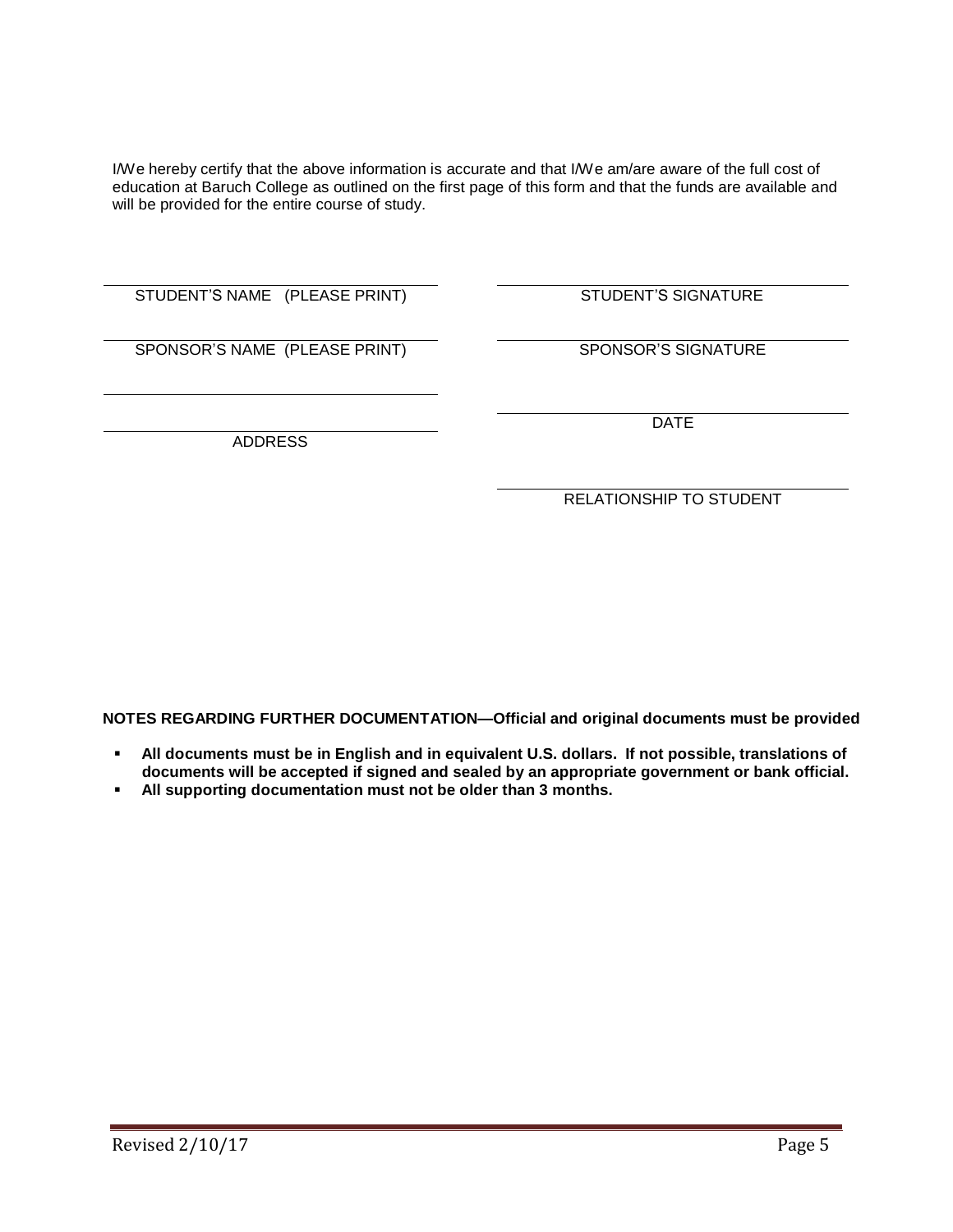I/We hereby certify that the above information is accurate and that I/We am/are aware of the full cost of education at Baruch College as outlined on the first page of this form and that the funds are available and will be provided for the entire course of study.

| | |
|---|---|
| STUDENT'S NAME (PLEASE PRINT) | STUDENT'S SIGNATURE |
| SPONSOR'S NAME (PLEASE PRINT) | SPONSOR'S SIGNATURE |
| ADDRESS | DATE |
| | RELATIONSHIP TO STUDENT |

**NOTES REGARDING FURTHER DOCUMENTATION—Official and original documents must be provided**

- **All documents must be in English and in equivalent U.S. dollars. If not possible, translations of documents will be accepted if signed and sealed by an appropriate government or bank official.**
- **All supporting documentation must not be older than 3 months.**

Revised 2/10/17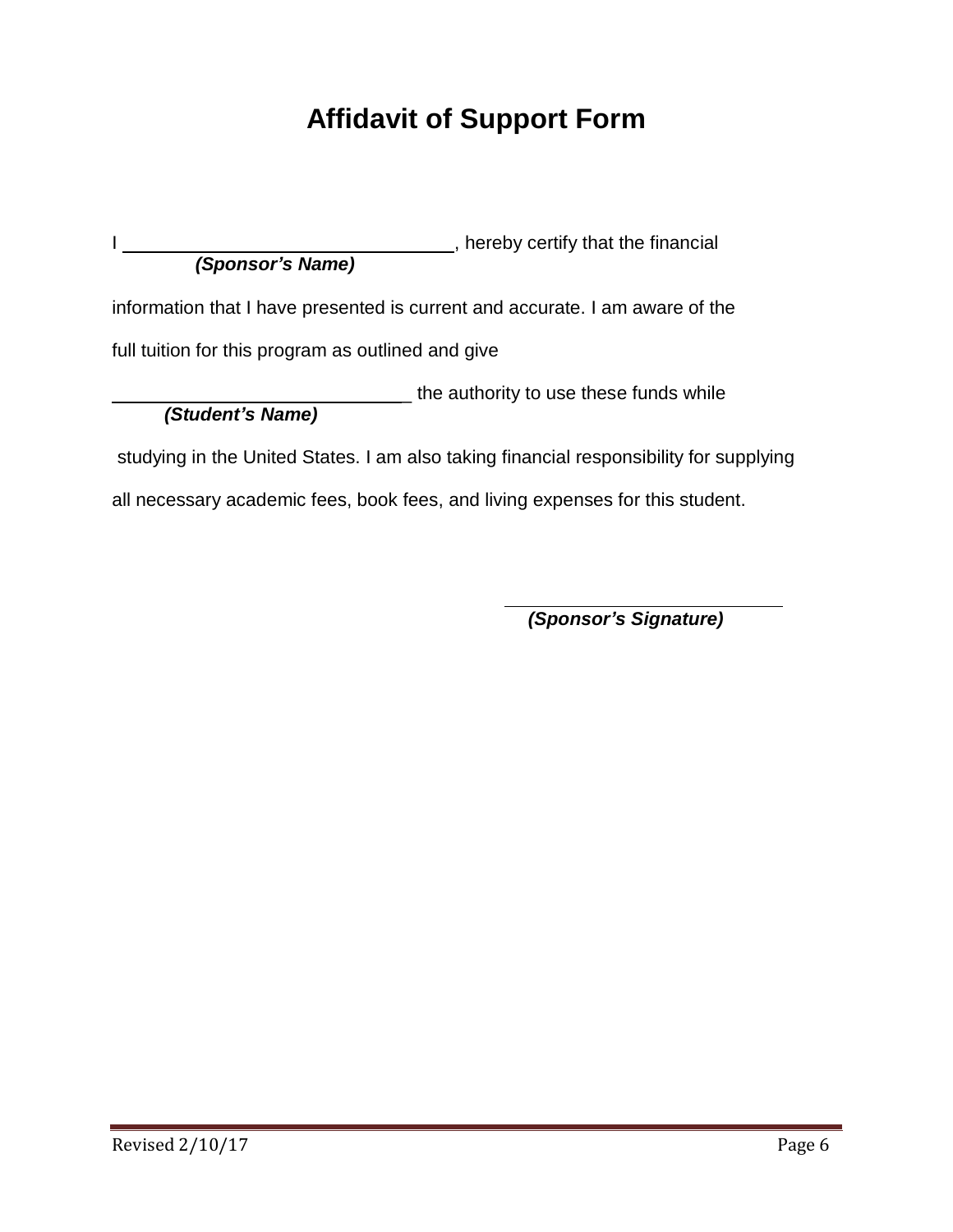# Affidavit of Support Form

I ________________________________, hereby certify that the financial
***(Sponsor's Name)***

information that I have presented is current and accurate. I am aware of the full tuition for this program as outlined and give

_____________________________ the authority to use these funds while
***(Student's Name)***

studying in the United States. I am also taking financial responsibility for supplying all necessary academic fees, book fees, and living expenses for this student.

_____________________________
***(Sponsor's Signature)***

Revised 2/10/17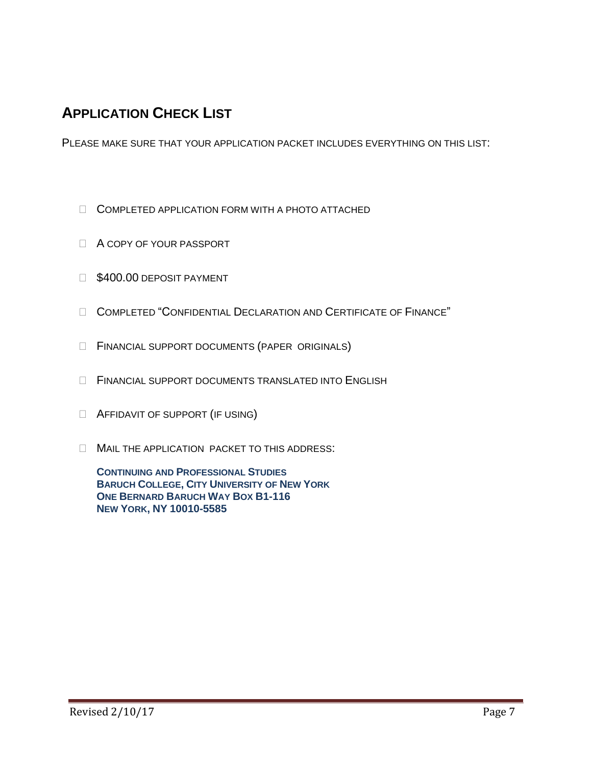## APPLICATION CHECK LIST

PLEASE MAKE SURE THAT YOUR APPLICATION PACKET INCLUDES EVERYTHING ON THIS LIST:

- ☐ COMPLETED APPLICATION FORM WITH A PHOTO ATTACHED
- ☐ A COPY OF YOUR PASSPORT
- ☐ $400.00 DEPOSIT PAYMENT
- ☐ COMPLETED "CONFIDENTIAL DECLARATION AND CERTIFICATE OF FINANCE"
- ☐ FINANCIAL SUPPORT DOCUMENTS (PAPER ORIGINALS)
- ☐ FINANCIAL SUPPORT DOCUMENTS TRANSLATED INTO ENGLISH
- ☐ AFFIDAVIT OF SUPPORT (IF USING)
- ☐ MAIL THE APPLICATION PACKET TO THIS ADDRESS:

  **CONTINUING AND PROFESSIONAL STUDIES**
  **BARUCH COLLEGE, CITY UNIVERSITY OF NEW YORK**
  **ONE BERNARD BARUCH WAY BOX B1-116**
  **NEW YORK, NY 10010-5585**

Revised 2/10/17